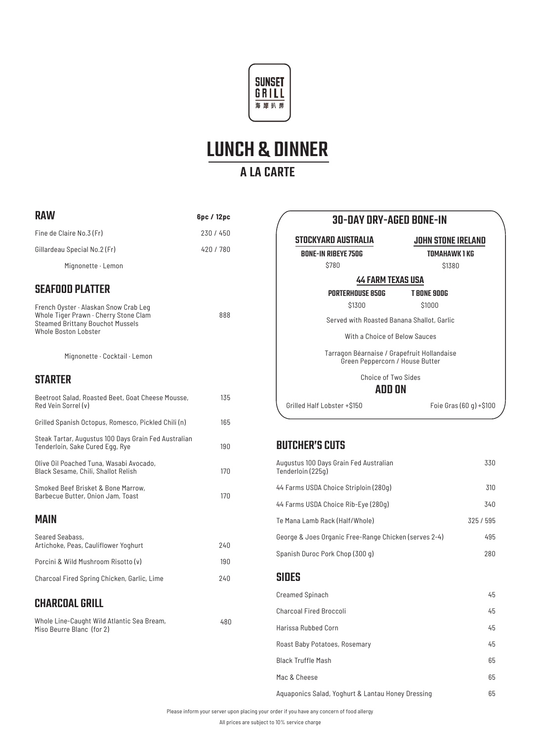SUNSET GRILL
海岸扒房

# LUNCH & DINNER

## A LA CARTE

## RAW

| | 6pc / 12pc |
|---|---|
| Fine de Claire No.3 (Fr) | 230 / 450 |
| Gillardeau Special No.2 (Fr) | 420 / 780 |

Mignonette · Lemon

## SEAFOOD PLATTER

French Oyster · Alaskan Snow Crab Leg
Whole Tiger Prawn · Cherry Stone Clam
Steamed Brittany Bouchot Mussels
Whole Boston Lobster — 888

Mignonette · Cocktail · Lemon

## STARTER

| | |
|---|---|
| Beetroot Salad, Roasted Beet, Goat Cheese Mousse, Red Vein Sorrel (v) | 135 |
| Grilled Spanish Octopus, Romesco, Pickled Chili (n) | 165 |
| Steak Tartar, Augustus 100 Days Grain Fed Australian Tenderloin, Sake Cured Egg, Rye | 190 |
| Olive Oil Poached Tuna, Wasabi Avocado, Black Sesame, Chili, Shallot Relish | 170 |
| Smoked Beef Brisket & Bone Marrow, Barbecue Butter, Onion Jam, Toast | 170 |

## MAIN

| | |
|---|---|
| Seared Seabass, Artichoke, Peas, Cauliflower Yoghurt | 240 |
| Porcini & Wild Mushroom Risotto (v) | 190 |
| Charcoal Fired Spring Chicken, Garlic, Lime | 240 |

## CHARCOAL GRILL

| | |
|---|---|
| Whole Line-Caught Wild Atlantic Sea Bream, Miso Beurre Blanc (for 2) | 480 |

## 30-DAY DRY-AGED BONE-IN

**STOCKYARD AUSTRALIA**
BONE-IN RIBEYE 750G
$780

**JOHN STONE IRELAND**
TOMAHAWK 1 KG
$1380

**44 FARM TEXAS USA**
PORTERHOUSE 850G — $1300
T BONE 900G — $1000

Served with Roasted Banana Shallot, Garlic

With a Choice of Below Sauces

Tarragon Béarnaise / Grapefruit Hollandaise
Green Peppercorn / House Butter

Choice of Two Sides

### ADD ON

Grilled Half Lobster +$150

Foie Gras (60 g) +$100

## BUTCHER'S CUTS

| | |
|---|---|
| Augustus 100 Days Grain Fed Australian Tenderloin (225g) | 330 |
| 44 Farms USDA Choice Striploin (280g) | 310 |
| 44 Farms USDA Choice Rib-Eye (280g) | 340 |
| Te Mana Lamb Rack (Half/Whole) | 325 / 595 |
| George & Joes Organic Free-Range Chicken (serves 2-4) | 495 |
| Spanish Duroc Pork Chop (300 g) | 280 |

## SIDES

| | |
|---|---|
| Creamed Spinach | 45 |
| Charcoal Fired Broccoli | 45 |
| Harissa Rubbed Corn | 45 |
| Roast Baby Potatoes, Rosemary | 45 |
| Black Truffle Mash | 65 |
| Mac & Cheese | 65 |
| Aquaponics Salad, Yoghurt & Lantau Honey Dressing | 65 |

Please inform your server upon placing your order if you have any concern of food allergy

All prices are subject to 10% service charge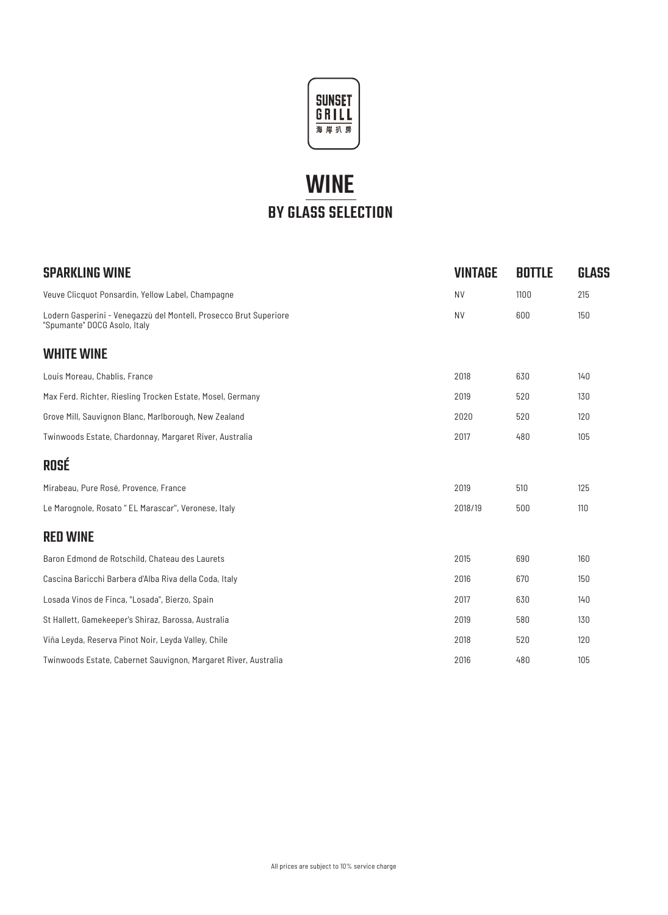SUNSET GRILL
海岸扒房

# WINE

## BY GLASS SELECTION

| SPARKLING WINE | VINTAGE | BOTTLE | GLASS |
|---|---|---|---|
| Veuve Clicquot Ponsardin, Yellow Label, Champagne | NV | 1100 | 215 |
| Lodern Gasperini - Venegazzù del Montell, Prosecco Brut Superiore "Spumante" DOCG Asolo, Italy | NV | 600 | 150 |
| **WHITE WINE** | | | |
| Louis Moreau, Chablis, France | 2018 | 630 | 140 |
| Max Ferd. Richter, Riesling Trocken Estate, Mosel, Germany | 2019 | 520 | 130 |
| Grove Mill, Sauvignon Blanc, Marlborough, New Zealand | 2020 | 520 | 120 |
| Twinwoods Estate, Chardonnay, Margaret River, Australia | 2017 | 480 | 105 |
| **ROSÉ** | | | |
| Mirabeau, Pure Rosé, Provence, France | 2019 | 510 | 125 |
| Le Marognole, Rosato " EL Marascar", Veronese, Italy | 2018/19 | 500 | 110 |
| **RED WINE** | | | |
| Baron Edmond de Rotschild, Chateau des Laurets | 2015 | 690 | 160 |
| Cascina Baricchi Barbera d'Alba Riva della Coda, Italy | 2016 | 670 | 150 |
| Losada Vinos de Finca, "Losada", Bierzo, Spain | 2017 | 630 | 140 |
| St Hallett, Gamekeeper's Shiraz, Barossa, Australia | 2019 | 580 | 130 |
| Viña Leyda, Reserva Pinot Noir, Leyda Valley, Chile | 2018 | 520 | 120 |
| Twinwoods Estate, Cabernet Sauvignon, Margaret River, Australia | 2016 | 480 | 105 |

All prices are subject to 10% service charge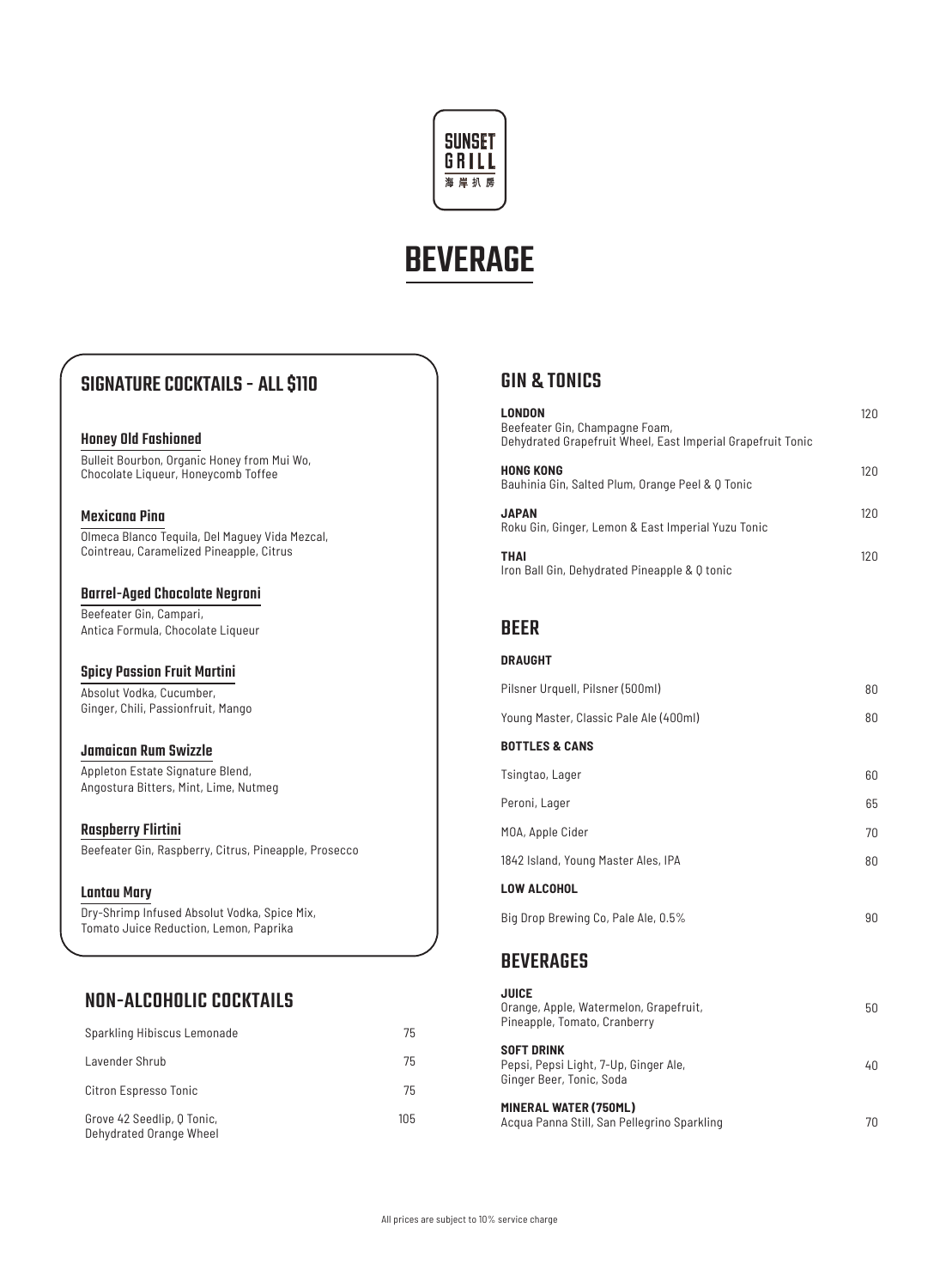SUNSET GRILL
海岸扒房

# BEVERAGE

## SIGNATURE COCKTAILS - ALL $110

### Honey Old Fashioned

Bulleit Bourbon, Organic Honey from Mui Wo,
Chocolate Liqueur, Honeycomb Toffee

### Mexicana Pina

Olmeca Blanco Tequila, Del Maguey Vida Mezcal,
Cointreau, Caramelized Pineapple, Citrus

### Barrel-Aged Chocolate Negroni

Beefeater Gin, Campari,
Antica Formula, Chocolate Liqueur

### Spicy Passion Fruit Martini

Absolut Vodka, Cucumber,
Ginger, Chili, Passionfruit, Mango

### Jamaican Rum Swizzle

Appleton Estate Signature Blend,
Angostura Bitters, Mint, Lime, Nutmeg

### Raspberry Flirtini

Beefeater Gin, Raspberry, Citrus, Pineapple, Prosecco

### Lantau Mary

Dry-Shrimp Infused Absolut Vodka, Spice Mix,
Tomato Juice Reduction, Lemon, Paprika

## NON-ALCOHOLIC COCKTAILS

| | |
|---|---|
| Sparkling Hibiscus Lemonade | 75 |
| Lavender Shrub | 75 |
| Citron Espresso Tonic | 75 |
| Grove 42 Seedlip, Q Tonic, Dehydrated Orange Wheel | 105 |

## GIN & TONICS

**LONDON** — 120
Beefeater Gin, Champagne Foam,
Dehydrated Grapefruit Wheel, East Imperial Grapefruit Tonic

**HONG KONG** — 120
Bauhinia Gin, Salted Plum, Orange Peel & Q Tonic

**JAPAN** — 120
Roku Gin, Ginger, Lemon & East Imperial Yuzu Tonic

**THAI** — 120
Iron Ball Gin, Dehydrated Pineapple & Q tonic

## BEER

**DRAUGHT**

| | |
|---|---|
| Pilsner Urquell, Pilsner (500ml) | 80 |
| Young Master, Classic Pale Ale (400ml) | 80 |

**BOTTLES & CANS**

| | |
|---|---|
| Tsingtao, Lager | 60 |
| Peroni, Lager | 65 |
| MOA, Apple Cider | 70 |
| 1842 Island, Young Master Ales, IPA | 80 |

**LOW ALCOHOL**

| | |
|---|---|
| Big Drop Brewing Co, Pale Ale, 0.5% | 90 |

## BEVERAGES

**JUICE** — 50
Orange, Apple, Watermelon, Grapefruit,
Pineapple, Tomato, Cranberry

**SOFT DRINK** — 40
Pepsi, Pepsi Light, 7-Up, Ginger Ale,
Ginger Beer, Tonic, Soda

**MINERAL WATER (750ML)** — 70
Acqua Panna Still, San Pellegrino Sparkling

All prices are subject to 10% service charge